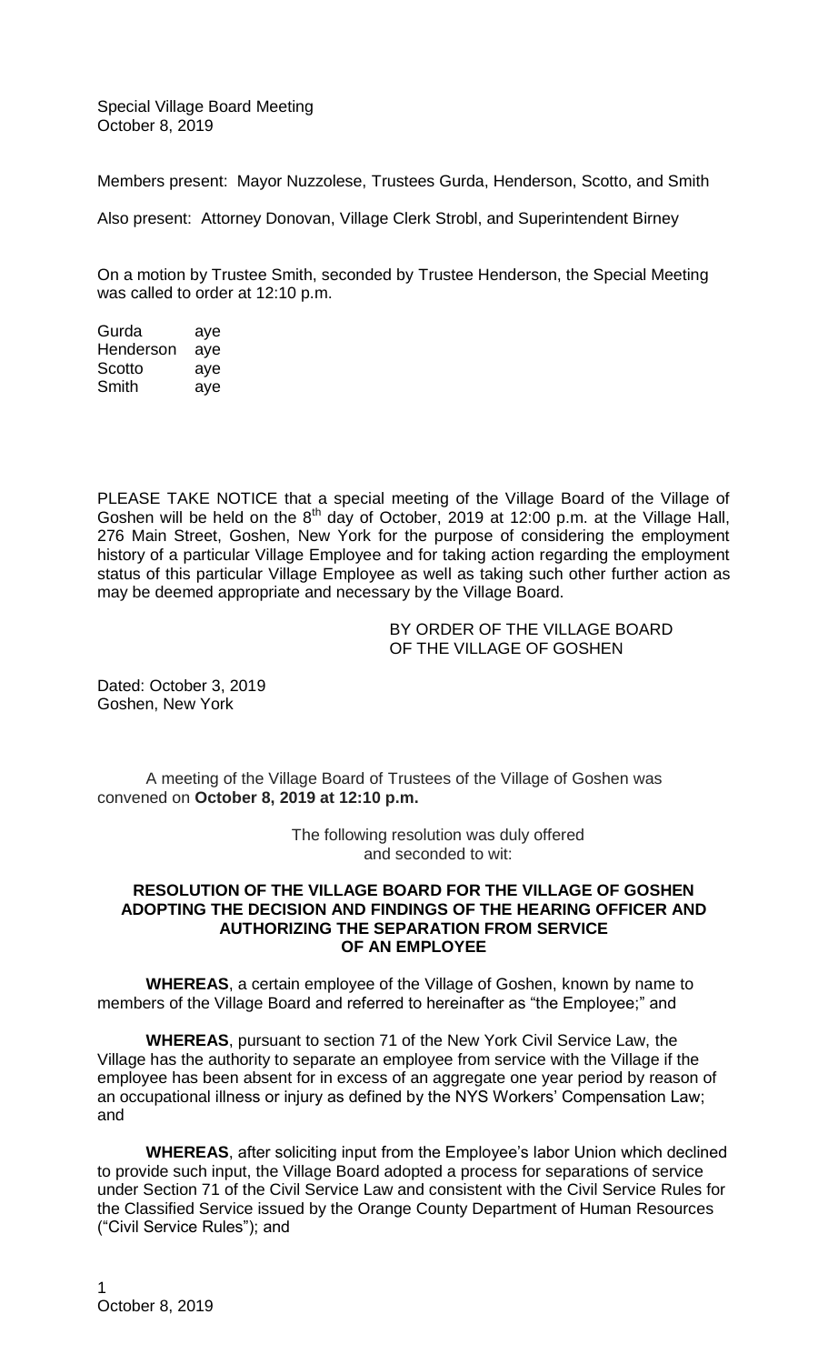Special Village Board Meeting
October 8, 2019

Members present: Mayor Nuzzolese, Trustees Gurda, Henderson, Scotto, and Smith

Also present: Attorney Donovan, Village Clerk Strobl, and Superintendent Birney

On a motion by Trustee Smith, seconded by Trustee Henderson, the Special Meeting was called to order at 12:10 p.m.

| | |
|---|---|
| Gurda | aye |
| Henderson | aye |
| Scotto | aye |
| Smith | aye |

PLEASE TAKE NOTICE that a special meeting of the Village Board of the Village of Goshen will be held on the 8th day of October, 2019 at 12:00 p.m. at the Village Hall, 276 Main Street, Goshen, New York for the purpose of considering the employment history of a particular Village Employee and for taking action regarding the employment status of this particular Village Employee as well as taking such other further action as may be deemed appropriate and necessary by the Village Board.

BY ORDER OF THE VILLAGE BOARD
OF THE VILLAGE OF GOSHEN

Dated: October 3, 2019
Goshen, New York

A meeting of the Village Board of Trustees of the Village of Goshen was convened on **October 8, 2019 at 12:10 p.m.**

The following resolution was duly offered
and seconded to wit:

**RESOLUTION OF THE VILLAGE BOARD FOR THE VILLAGE OF GOSHEN ADOPTING THE DECISION AND FINDINGS OF THE HEARING OFFICER AND AUTHORIZING THE SEPARATION FROM SERVICE OF AN EMPLOYEE**

**WHEREAS**, a certain employee of the Village of Goshen, known by name to members of the Village Board and referred to hereinafter as "the Employee;" and

**WHEREAS**, pursuant to section 71 of the New York Civil Service Law, the Village has the authority to separate an employee from service with the Village if the employee has been absent for in excess of an aggregate one year period by reason of an occupational illness or injury as defined by the NYS Workers' Compensation Law; and

**WHEREAS**, after soliciting input from the Employee's labor Union which declined to provide such input, the Village Board adopted a process for separations of service under Section 71 of the Civil Service Law and consistent with the Civil Service Rules for the Classified Service issued by the Orange County Department of Human Resources ("Civil Service Rules"); and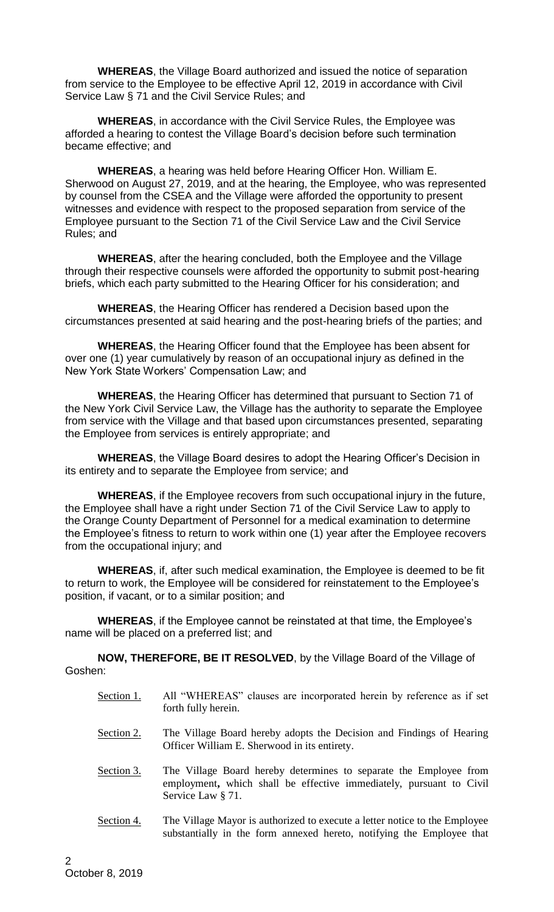**WHEREAS**, the Village Board authorized and issued the notice of separation from service to the Employee to be effective April 12, 2019 in accordance with Civil Service Law § 71 and the Civil Service Rules; and

**WHEREAS**, in accordance with the Civil Service Rules, the Employee was afforded a hearing to contest the Village Board's decision before such termination became effective; and

**WHEREAS**, a hearing was held before Hearing Officer Hon. William E. Sherwood on August 27, 2019, and at the hearing, the Employee, who was represented by counsel from the CSEA and the Village were afforded the opportunity to present witnesses and evidence with respect to the proposed separation from service of the Employee pursuant to the Section 71 of the Civil Service Law and the Civil Service Rules; and

**WHEREAS**, after the hearing concluded, both the Employee and the Village through their respective counsels were afforded the opportunity to submit post-hearing briefs, which each party submitted to the Hearing Officer for his consideration; and

**WHEREAS**, the Hearing Officer has rendered a Decision based upon the circumstances presented at said hearing and the post-hearing briefs of the parties; and

**WHEREAS**, the Hearing Officer found that the Employee has been absent for over one (1) year cumulatively by reason of an occupational injury as defined in the New York State Workers' Compensation Law; and

**WHEREAS**, the Hearing Officer has determined that pursuant to Section 71 of the New York Civil Service Law, the Village has the authority to separate the Employee from service with the Village and that based upon circumstances presented, separating the Employee from services is entirely appropriate; and

**WHEREAS**, the Village Board desires to adopt the Hearing Officer's Decision in its entirety and to separate the Employee from service; and

**WHEREAS**, if the Employee recovers from such occupational injury in the future, the Employee shall have a right under Section 71 of the Civil Service Law to apply to the Orange County Department of Personnel for a medical examination to determine the Employee's fitness to return to work within one (1) year after the Employee recovers from the occupational injury; and

**WHEREAS**, if, after such medical examination, the Employee is deemed to be fit to return to work, the Employee will be considered for reinstatement to the Employee's position, if vacant, or to a similar position; and

**WHEREAS**, if the Employee cannot be reinstated at that time, the Employee's name will be placed on a preferred list; and

**NOW, THEREFORE, BE IT RESOLVED**, by the Village Board of the Village of Goshen:

Section 1. All "WHEREAS" clauses are incorporated herein by reference as if set forth fully herein.

Section 2. The Village Board hereby adopts the Decision and Findings of Hearing Officer William E. Sherwood in its entirety.

Section 3. The Village Board hereby determines to separate the Employee from employment**,** which shall be effective immediately, pursuant to Civil Service Law § 71.

Section 4. The Village Mayor is authorized to execute a letter notice to the Employee substantially in the form annexed hereto, notifying the Employee that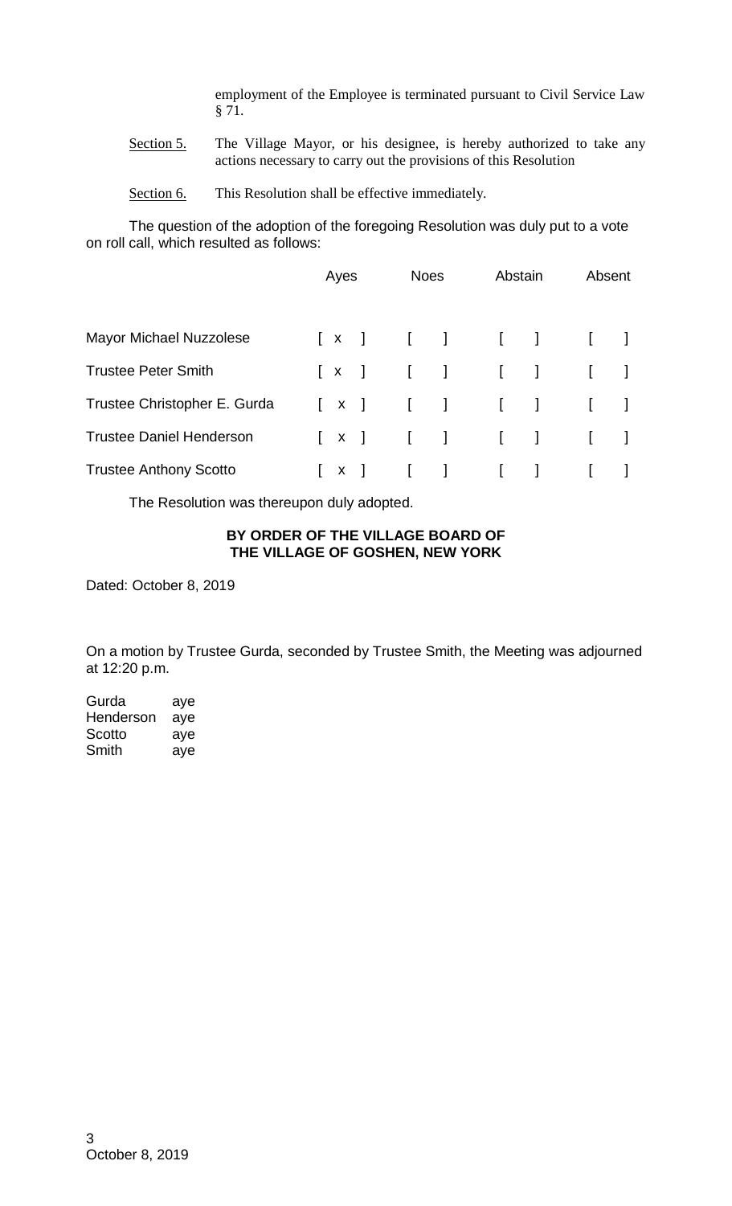employment of the Employee is terminated pursuant to Civil Service Law § 71.

Section 5. The Village Mayor, or his designee, is hereby authorized to take any actions necessary to carry out the provisions of this Resolution

Section 6. This Resolution shall be effective immediately.

The question of the adoption of the foregoing Resolution was duly put to a vote on roll call, which resulted as follows:

| | Ayes | Noes | Abstain | Absent |
|---|---|---|---|---|
| Mayor Michael Nuzzolese | [ x ] | [ ] | [ ] | [ ] |
| Trustee Peter Smith | [ x ] | [ ] | [ ] | [ ] |
| Trustee Christopher E. Gurda | [ x ] | [ ] | [ ] | [ ] |
| Trustee Daniel Henderson | [ x ] | [ ] | [ ] | [ ] |
| Trustee Anthony Scotto | [ x ] | [ ] | [ ] | [ ] |

The Resolution was thereupon duly adopted.

**BY ORDER OF THE VILLAGE BOARD OF THE VILLAGE OF GOSHEN, NEW YORK**

Dated: October 8, 2019

On a motion by Trustee Gurda, seconded by Trustee Smith, the Meeting was adjourned at 12:20 p.m.

| | |
|---|---|
| Gurda | aye |
| Henderson | aye |
| Scotto | aye |
| Smith | aye |